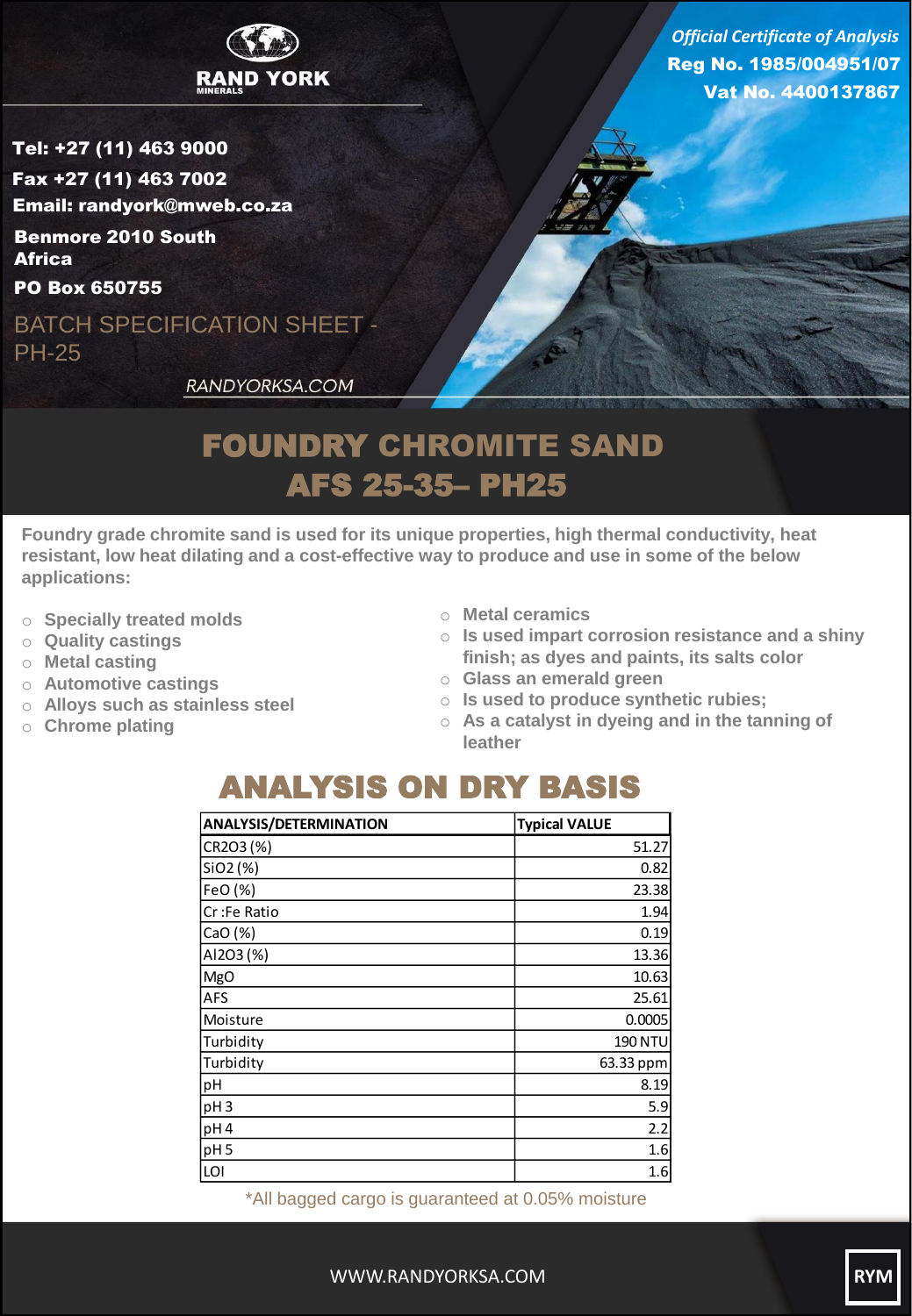RAND YORK MINERALS

*Official Certificate of Analysis*
**Reg No. 1985/004951/07**
**Vat No. 4400137867**

**Tel: +27 (11) 463 9000**
**Fax +27 (11) 463 7002**
**Email: randyork@mweb.co.za**
**Benmore 2010 South Africa**
**PO Box 650755**

BATCH SPECIFICATION SHEET - PH-25

*RANDYORKSA.COM*

# FOUNDRY CHROMITE SAND AFS 25-35– PH25

**Foundry grade chromite sand is used for its unique properties, high thermal conductivity, heat resistant, low heat dilating and a cost-effective way to produce and use in some of the below applications:**

- Specially treated molds
- Quality castings
- Metal casting
- Automotive castings
- Alloys such as stainless steel
- Chrome plating
- Metal ceramics
- Is used impart corrosion resistance and a shiny finish; as dyes and paints, its salts color
- Glass an emerald green
- Is used to produce synthetic rubies;
- As a catalyst in dyeing and in the tanning of leather

## ANALYSIS ON DRY BASIS

| ANALYSIS/DETERMINATION | Typical VALUE |
|---|---|
| CR2O3 (%) | 51.27 |
| SiO2 (%) | 0.82 |
| FeO (%) | 23.38 |
| Cr :Fe Ratio | 1.94 |
| CaO (%) | 0.19 |
| Al2O3 (%) | 13.36 |
| MgO | 10.63 |
| AFS | 25.61 |
| Moisture | 0.0005 |
| Turbidity | 190 NTU |
| Turbidity | 63.33 ppm |
| pH | 8.19 |
| pH 3 | 5.9 |
| pH 4 | 2.2 |
| pH 5 | 1.6 |
| LOI | 1.6 |

*All bagged cargo is guaranteed at 0.05% moisture

WWW.RANDYORKSA.COM

RYM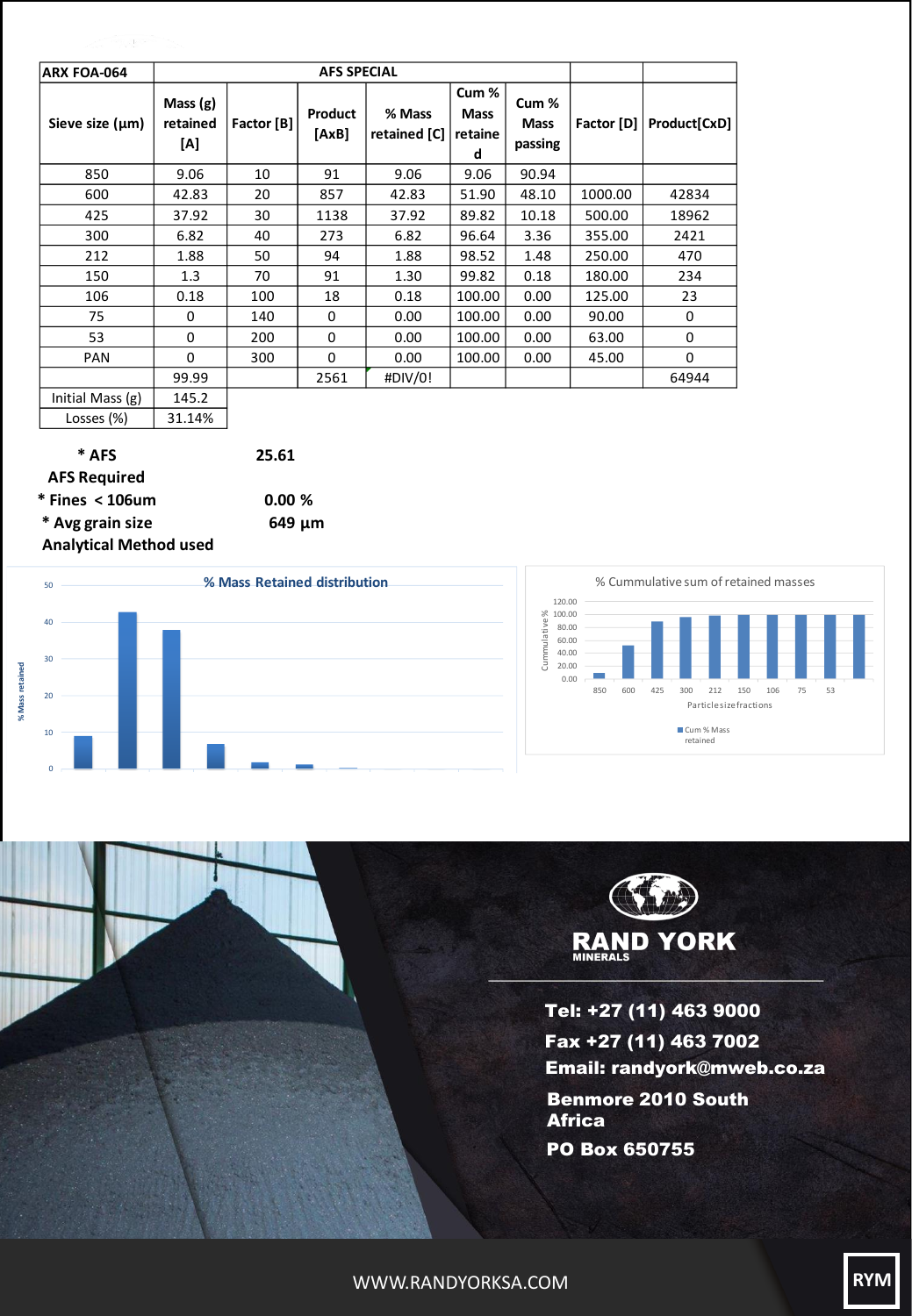| ARX FOA-064 | AFS SPECIAL | | | | | | | |
|---|---|---|---|---|---|---|---|---|
| Sieve size (µm) | Mass (g) retained [A] | Factor [B] | Product [AxB] | % Mass retained [C] | Cum % Mass retained | Cum % Mass passing | Factor [D] | Product[CxD] |
| 850 | 9.06 | 10 | 91 | 9.06 | 9.06 | 90.94 | | |
| 600 | 42.83 | 20 | 857 | 42.83 | 51.90 | 48.10 | 1000.00 | 42834 |
| 425 | 37.92 | 30 | 1138 | 37.92 | 89.82 | 10.18 | 500.00 | 18962 |
| 300 | 6.82 | 40 | 273 | 6.82 | 96.64 | 3.36 | 355.00 | 2421 |
| 212 | 1.88 | 50 | 94 | 1.88 | 98.52 | 1.48 | 250.00 | 470 |
| 150 | 1.3 | 70 | 91 | 1.30 | 99.82 | 0.18 | 180.00 | 234 |
| 106 | 0.18 | 100 | 18 | 0.18 | 100.00 | 0.00 | 125.00 | 23 |
| 75 | 0 | 140 | 0 | 0.00 | 100.00 | 0.00 | 90.00 | 0 |
| 53 | 0 | 200 | 0 | 0.00 | 100.00 | 0.00 | 63.00 | 0 |
| PAN | 0 | 300 | 0 | 0.00 | 100.00 | 0.00 | 45.00 | 0 |
| | 99.99 | | 2561 | #DIV/0! | | | | 64944 |
| Initial Mass (g) | 145.2 | | | | | | | |
| Losses (%) | 31.14% | | | | | | | |

**\* AFS** 25.61

**AFS Required**

**\* Fines < 106um** 0.00 %

**\* Avg grain size** 649 µm

**Analytical Method used**

% Mass Retained distribution

% Mass retained

50
40
30
20
10
0

% Cummulative sum of retained masses

Cummulative %

120.00
100.00
80.00
60.00
40.00
20.00
0.00

850 600 425 300 212 150 106 75 53

Particle size fractions

Cum % Mass retained

**RAND YORK MINERALS**

**Tel: +27 (11) 463 9000**

**Fax +27 (11) 463 7002**

**Email: randyork@mweb.co.za**

**Benmore 2010 South Africa**

**PO Box 650755**

WWW.RANDYORKSA.COM

RYM